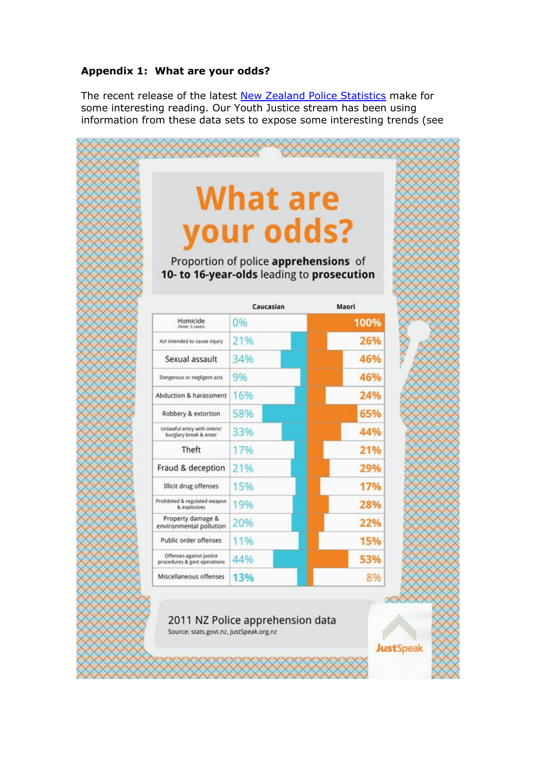**Appendix 1: What are your odds?**

The recent release of the latest [New Zealand Police Statistics]() make for some interesting reading. Our Youth Justice stream has been using information from these data sets to expose some interesting trends (see

# What are your odds?

Proportion of police **apprehensions** of **10- to 16-year-olds** leading to **prosecution**

| | Caucasian | Maori |
|---|---|---|
| Homicide (Note: 3 cases) | 0% | 100% |
| Act intended to cause injury | 21% | 26% |
| Sexual assault | 34% | 46% |
| Dangerous or negligent acts | 9% | 46% |
| Abduction & harassment | 16% | 24% |
| Robbery & extortion | 58% | 65% |
| Unlawful entry with intent/ burglary break & enter | 33% | 44% |
| Theft | 17% | 21% |
| Fraud & deception | 21% | 29% |
| Illicit drug offenses | 15% | 17% |
| Prohibited & regulated weapon & explosives | 19% | 28% |
| Property damage & environmental pollution | 20% | 22% |
| Public order offenses | 11% | 15% |
| Offenses against justice procedures & govt operations | 44% | 53% |
| Miscellaneous offenses | 13% | 8% |

2011 NZ Police apprehension data

Source: stats.govt.nz, JustSpeak.org.nz

JustSpeak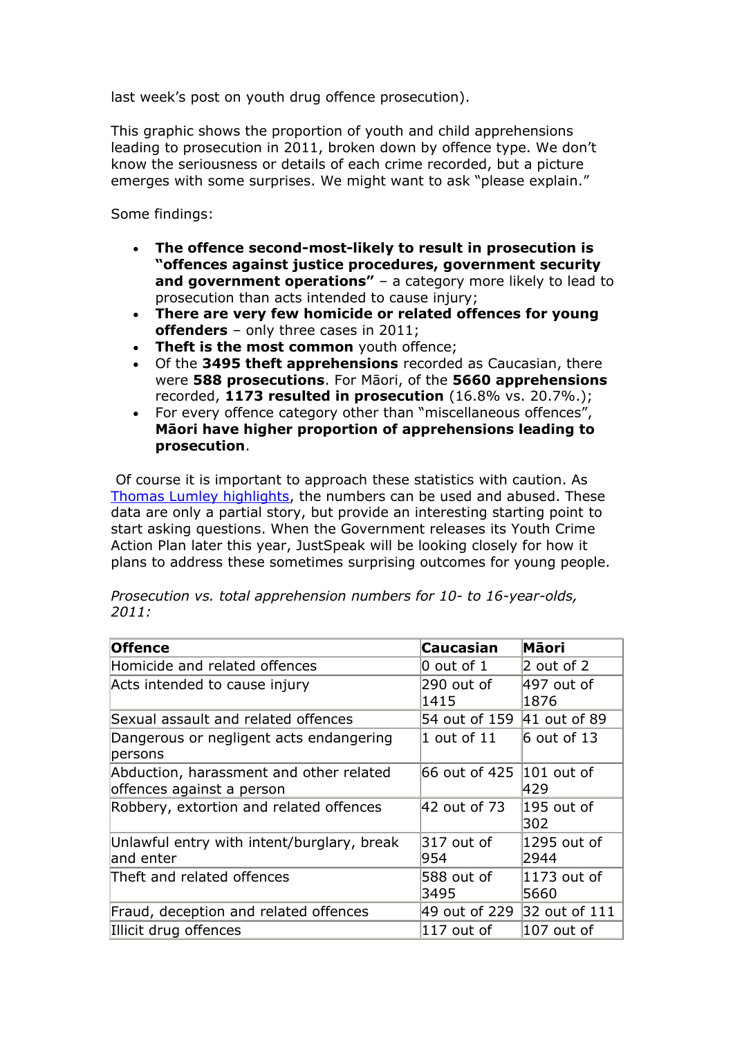last week's post on youth drug offence prosecution).

This graphic shows the proportion of youth and child apprehensions leading to prosecution in 2011, broken down by offence type. We don't know the seriousness or details of each crime recorded, but a picture emerges with some surprises. We might want to ask "please explain."

Some findings:

- **The offence second-most-likely to result in prosecution is "offences against justice procedures, government security and government operations"** – a category more likely to lead to prosecution than acts intended to cause injury;
- **There are very few homicide or related offences for young offenders** – only three cases in 2011;
- **Theft is the most common** youth offence;
- Of the **3495 theft apprehensions** recorded as Caucasian, there were **588 prosecutions**. For Māori, of the **5660 apprehensions** recorded, **1173 resulted in prosecution** (16.8% vs. 20.7%.);
- For every offence category other than "miscellaneous offences", **Māori have higher proportion of apprehensions leading to prosecution**.

Of course it is important to approach these statistics with caution. As [Thomas Lumley highlights](), the numbers can be used and abused. These data are only a partial story, but provide an interesting starting point to start asking questions. When the Government releases its Youth Crime Action Plan later this year, JustSpeak will be looking closely for how it plans to address these sometimes surprising outcomes for young people.

*Prosecution vs. total apprehension numbers for 10- to 16-year-olds, 2011:*

| Offence | Caucasian | Māori |
|---|---|---|
| Homicide and related offences | 0 out of 1 | 2 out of 2 |
| Acts intended to cause injury | 290 out of 1415 | 497 out of 1876 |
| Sexual assault and related offences | 54 out of 159 | 41 out of 89 |
| Dangerous or negligent acts endangering persons | 1 out of 11 | 6 out of 13 |
| Abduction, harassment and other related offences against a person | 66 out of 425 | 101 out of 429 |
| Robbery, extortion and related offences | 42 out of 73 | 195 out of 302 |
| Unlawful entry with intent/burglary, break and enter | 317 out of 954 | 1295 out of 2944 |
| Theft and related offences | 588 out of 3495 | 1173 out of 5660 |
| Fraud, deception and related offences | 49 out of 229 | 32 out of 111 |
| Illicit drug offences | 117 out of | 107 out of |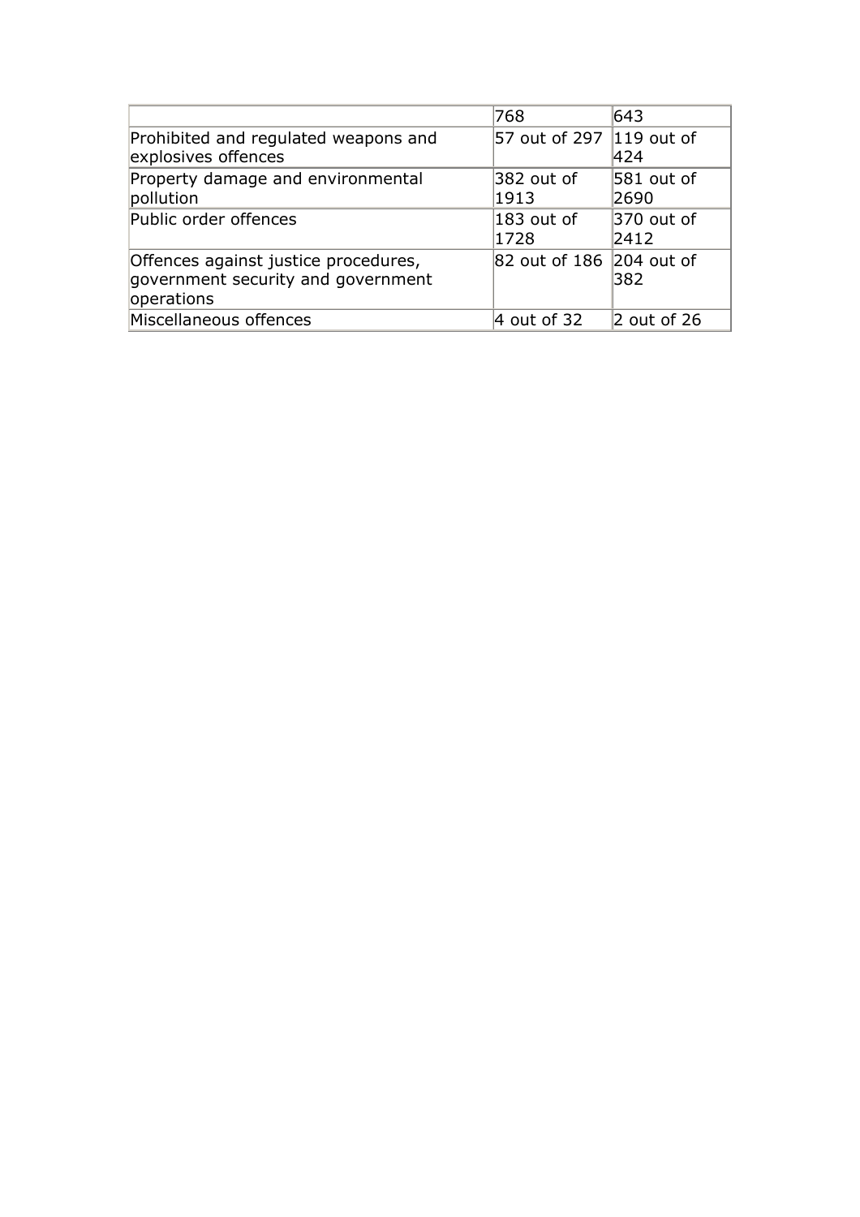| | | |
|---|---|---|
| | 768 | 643 |
| Prohibited and regulated weapons and explosives offences | 57 out of 297 | 119 out of 424 |
| Property damage and environmental pollution | 382 out of 1913 | 581 out of 2690 |
| Public order offences | 183 out of 1728 | 370 out of 2412 |
| Offences against justice procedures, government security and government operations | 82 out of 186 | 204 out of 382 |
| Miscellaneous offences | 4 out of 32 | 2 out of 26 |